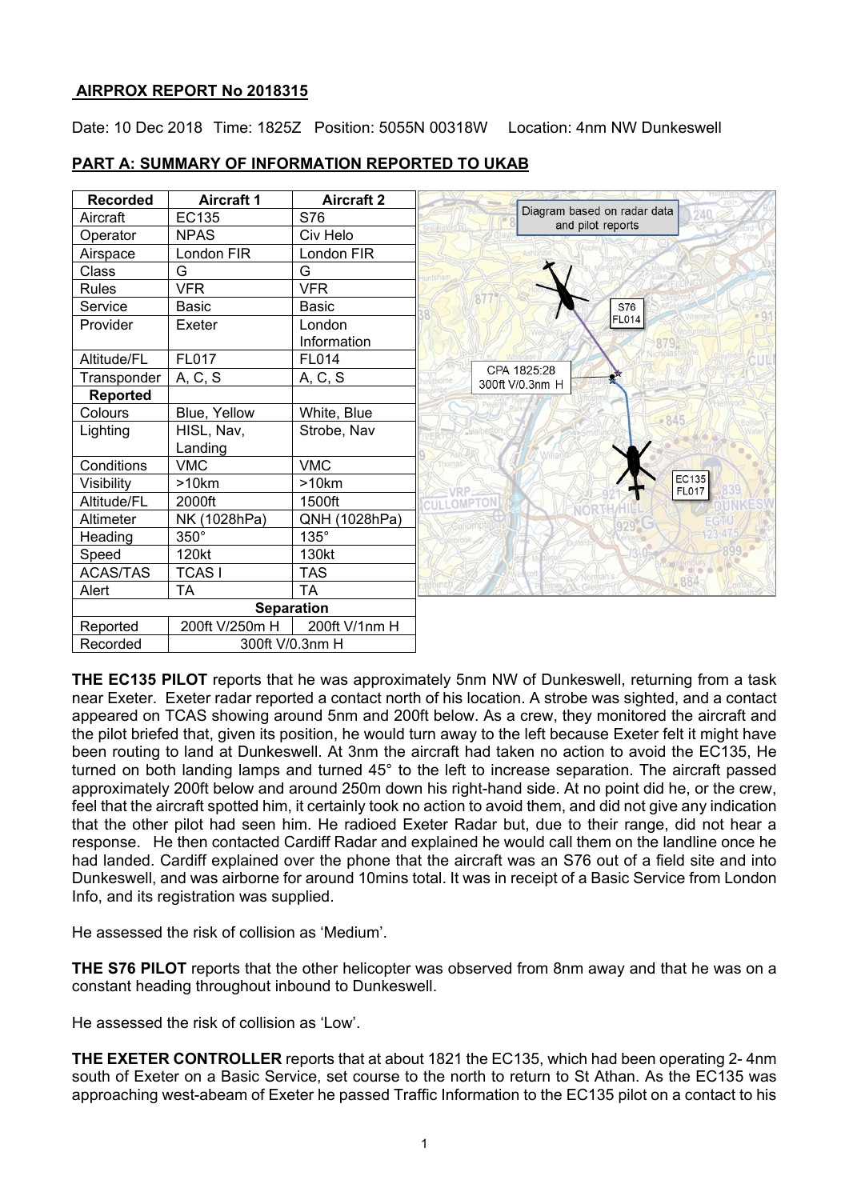## AIRPROX REPORT No 2018315

Date: 10 Dec 2018 Time: 1825Z Position: 5055N 00318W Location: 4nm NW Dunkeswell

## PART A: SUMMARY OF INFORMATION REPORTED TO UKAB

| Recorded | Aircraft 1 | Aircraft 2 |
|---|---|---|
| Aircraft | EC135 | S76 |
| Operator | NPAS | Civ Helo |
| Airspace | London FIR | London FIR |
| Class | G | G |
| Rules | VFR | VFR |
| Service | Basic | Basic |
| Provider | Exeter | London Information |
| Altitude/FL | FL017 | FL014 |
| Transponder | A, C, S | A, C, S |
| **Reported** | | |
| Colours | Blue, Yellow | White, Blue |
| Lighting | HISL, Nav, Landing | Strobe, Nav |
| Conditions | VMC | VMC |
| Visibility | >10km | >10km |
| Altitude/FL | 2000ft | 1500ft |
| Altimeter | NK (1028hPa) | QNH (1028hPa) |
| Heading | 350° | 135° |
| Speed | 120kt | 130kt |
| ACAS/TAS | TCAS I | TAS |
| Alert | TA | TA |
| **Separation** | | |
| Reported | 200ft V/250m H | 200ft V/1nm H |
| Recorded | 300ft V/0.3nm H | |

Diagram based on radar data and pilot reports

S76 FL014

CPA 1825:28 300ft V/0.3nm H

EC135 FL017

**THE EC135 PILOT** reports that he was approximately 5nm NW of Dunkeswell, returning from a task near Exeter. Exeter radar reported a contact north of his location. A strobe was sighted, and a contact appeared on TCAS showing around 5nm and 200ft below. As a crew, they monitored the aircraft and the pilot briefed that, given its position, he would turn away to the left because Exeter felt it might have been routing to land at Dunkeswell. At 3nm the aircraft had taken no action to avoid the EC135, He turned on both landing lamps and turned 45° to the left to increase separation. The aircraft passed approximately 200ft below and around 250m down his right-hand side. At no point did he, or the crew, feel that the aircraft spotted him, it certainly took no action to avoid them, and did not give any indication that the other pilot had seen him. He radioed Exeter Radar but, due to their range, did not hear a response. He then contacted Cardiff Radar and explained he would call them on the landline once he had landed. Cardiff explained over the phone that the aircraft was an S76 out of a field site and into Dunkeswell, and was airborne for around 10mins total. It was in receipt of a Basic Service from London Info, and its registration was supplied.

He assessed the risk of collision as 'Medium'.

**THE S76 PILOT** reports that the other helicopter was observed from 8nm away and that he was on a constant heading throughout inbound to Dunkeswell.

He assessed the risk of collision as 'Low'.

**THE EXETER CONTROLLER** reports that at about 1821 the EC135, which had been operating 2- 4nm south of Exeter on a Basic Service, set course to the north to return to St Athan. As the EC135 was approaching west-abeam of Exeter he passed Traffic Information to the EC135 pilot on a contact to his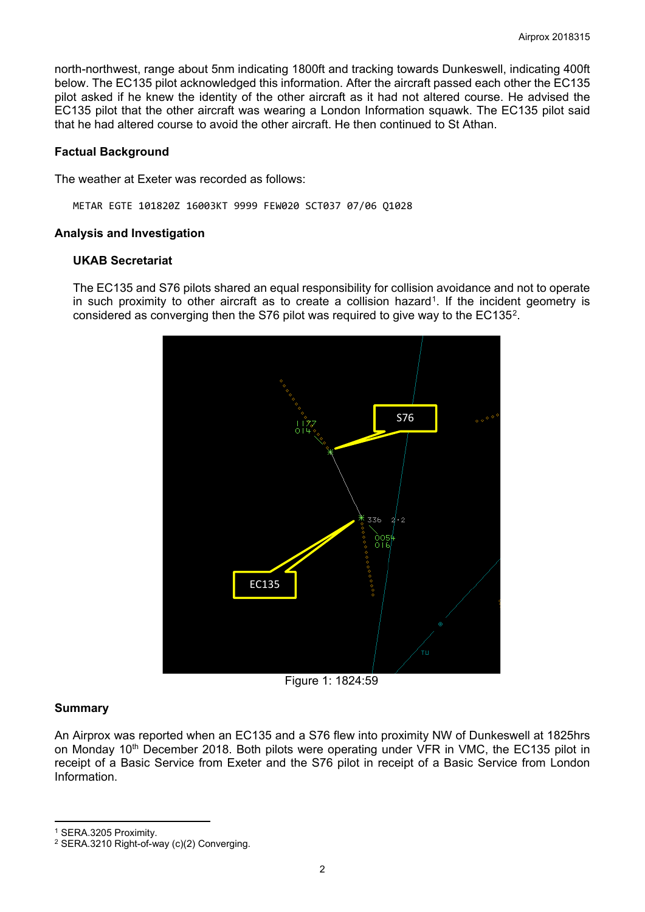north-northwest, range about 5nm indicating 1800ft and tracking towards Dunkeswell, indicating 400ft below. The EC135 pilot acknowledged this information. After the aircraft passed each other the EC135 pilot asked if he knew the identity of the other aircraft as it had not altered course. He advised the EC135 pilot that the other aircraft was wearing a London Information squawk. The EC135 pilot said that he had altered course to avoid the other aircraft. He then continued to St Athan.

### Factual Background

The weather at Exeter was recorded as follows:

```
METAR EGTE 101820Z 16003KT 9999 FEW020 SCT037 07/06 Q1028
```

### Analysis and Investigation

#### UKAB Secretariat

The EC135 and S76 pilots shared an equal responsibility for collision avoidance and not to operate in such proximity to other aircraft as to create a collision hazard[1]. If the incident geometry is considered as converging then the S76 pilot was required to give way to the EC135[2].

Figure 1: 1824:59

### Summary

An Airprox was reported when an EC135 and a S76 flew into proximity NW of Dunkeswell at 1825hrs on Monday 10th December 2018. Both pilots were operating under VFR in VMC, the EC135 pilot in receipt of a Basic Service from Exeter and the S76 pilot in receipt of a Basic Service from London Information.

---

[1] SERA.3205 Proximity.

[2] SERA.3210 Right-of-way (c)(2) Converging.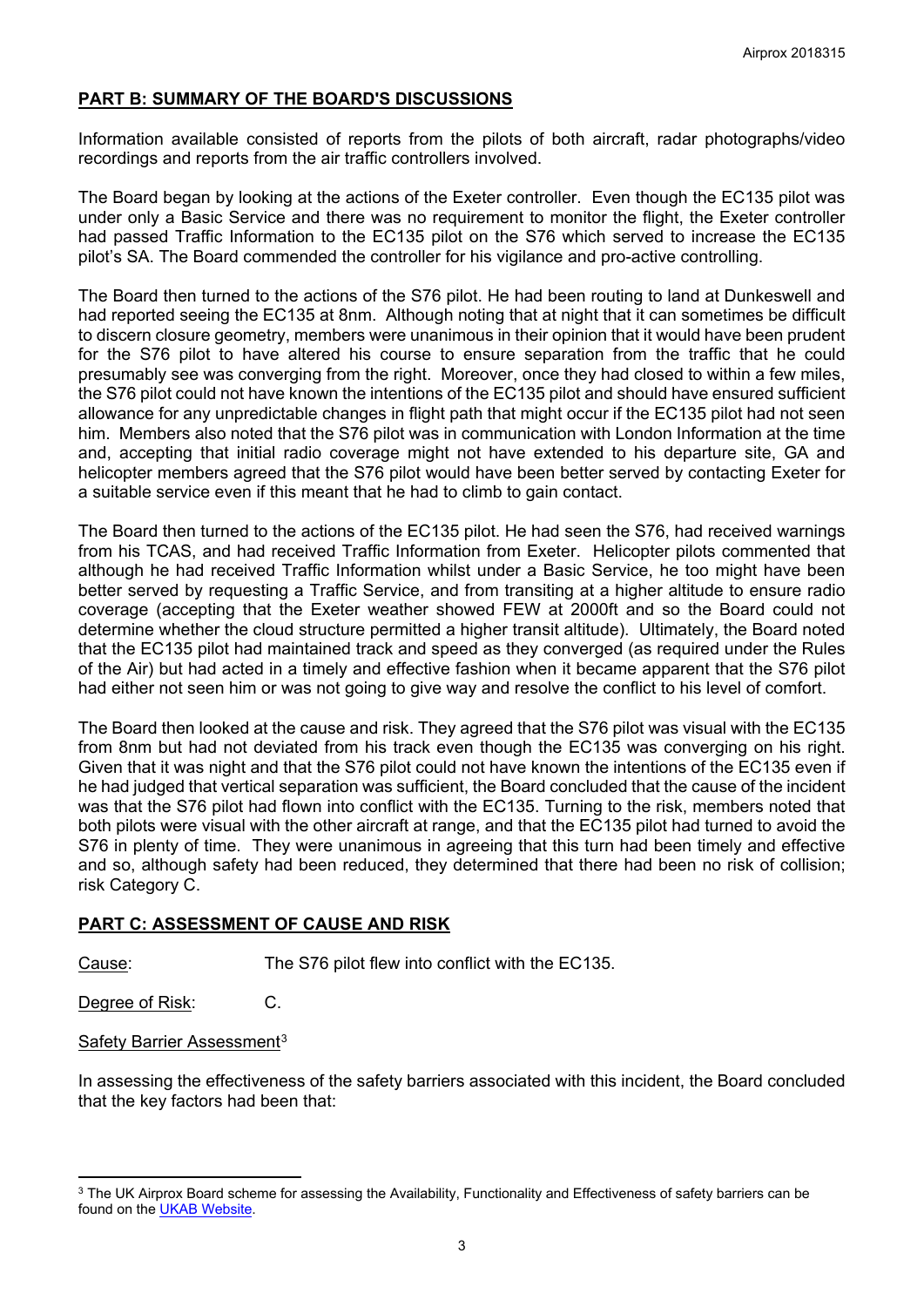## PART B: SUMMARY OF THE BOARD'S DISCUSSIONS

Information available consisted of reports from the pilots of both aircraft, radar photographs/video recordings and reports from the air traffic controllers involved.

The Board began by looking at the actions of the Exeter controller. Even though the EC135 pilot was under only a Basic Service and there was no requirement to monitor the flight, the Exeter controller had passed Traffic Information to the EC135 pilot on the S76 which served to increase the EC135 pilot's SA. The Board commended the controller for his vigilance and pro-active controlling.

The Board then turned to the actions of the S76 pilot. He had been routing to land at Dunkeswell and had reported seeing the EC135 at 8nm. Although noting that at night that it can sometimes be difficult to discern closure geometry, members were unanimous in their opinion that it would have been prudent for the S76 pilot to have altered his course to ensure separation from the traffic that he could presumably see was converging from the right. Moreover, once they had closed to within a few miles, the S76 pilot could not have known the intentions of the EC135 pilot and should have ensured sufficient allowance for any unpredictable changes in flight path that might occur if the EC135 pilot had not seen him. Members also noted that the S76 pilot was in communication with London Information at the time and, accepting that initial radio coverage might not have extended to his departure site, GA and helicopter members agreed that the S76 pilot would have been better served by contacting Exeter for a suitable service even if this meant that he had to climb to gain contact.

The Board then turned to the actions of the EC135 pilot. He had seen the S76, had received warnings from his TCAS, and had received Traffic Information from Exeter. Helicopter pilots commented that although he had received Traffic Information whilst under a Basic Service, he too might have been better served by requesting a Traffic Service, and from transiting at a higher altitude to ensure radio coverage (accepting that the Exeter weather showed FEW at 2000ft and so the Board could not determine whether the cloud structure permitted a higher transit altitude). Ultimately, the Board noted that the EC135 pilot had maintained track and speed as they converged (as required under the Rules of the Air) but had acted in a timely and effective fashion when it became apparent that the S76 pilot had either not seen him or was not going to give way and resolve the conflict to his level of comfort.

The Board then looked at the cause and risk. They agreed that the S76 pilot was visual with the EC135 from 8nm but had not deviated from his track even though the EC135 was converging on his right. Given that it was night and that the S76 pilot could not have known the intentions of the EC135 even if he had judged that vertical separation was sufficient, the Board concluded that the cause of the incident was that the S76 pilot had flown into conflict with the EC135. Turning to the risk, members noted that both pilots were visual with the other aircraft at range, and that the EC135 pilot had turned to avoid the S76 in plenty of time. They were unanimous in agreeing that this turn had been timely and effective and so, although safety had been reduced, they determined that there had been no risk of collision; risk Category C.

## PART C: ASSESSMENT OF CAUSE AND RISK

Cause: The S76 pilot flew into conflict with the EC135.

Degree of Risk: C.

Safety Barrier Assessment[3]

In assessing the effectiveness of the safety barriers associated with this incident, the Board concluded that the key factors had been that:

---

[3] The UK Airprox Board scheme for assessing the Availability, Functionality and Effectiveness of safety barriers can be found on the UKAB Website.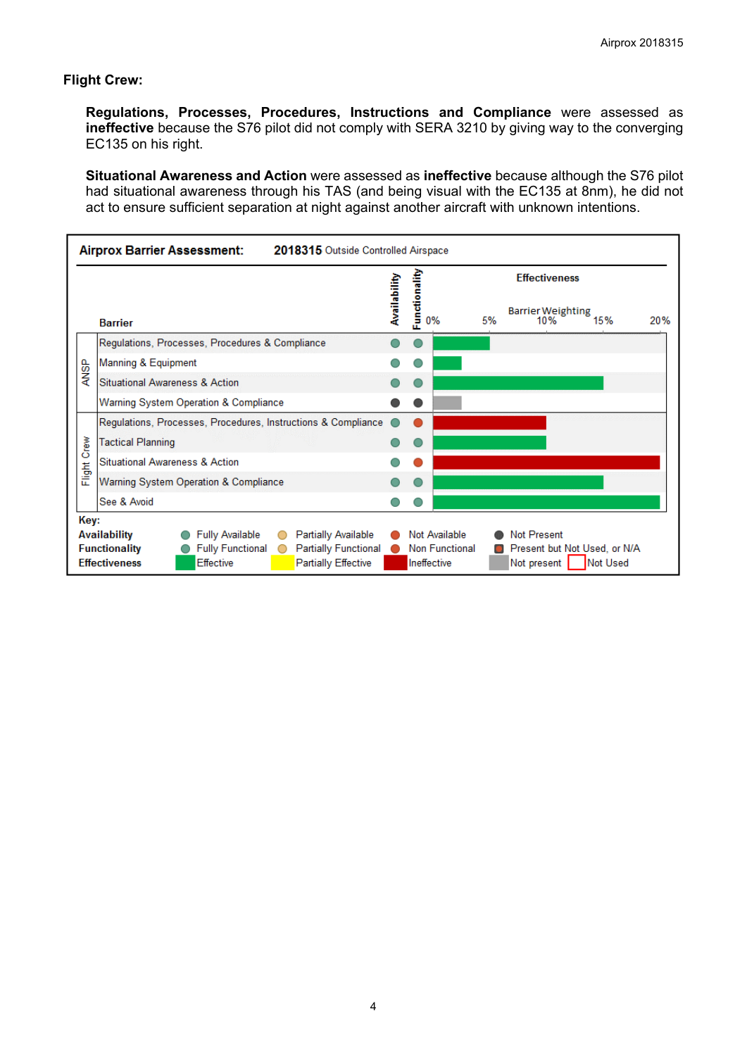**Flight Crew:**

**Regulations, Processes, Procedures, Instructions and Compliance** were assessed as **ineffective** because the S76 pilot did not comply with SERA 3210 by giving way to the converging EC135 on his right.

**Situational Awareness and Action** were assessed as **ineffective** because although the S76 pilot had situational awareness through his TAS (and being visual with the EC135 at 8nm), he did not act to ensure sufficient separation at night against another aircraft with unknown intentions.

**Airprox Barrier Assessment:** **2018315** Outside Controlled Airspace

Barrier
Availability
Functionality
Effectiveness
Barrier Weighting
0%
5%
10%
15%
20%

ANSP
Regulations, Processes, Procedures & Compliance
Manning & Equipment
Situational Awareness & Action
Warning System Operation & Compliance

Flight Crew
Regulations, Processes, Procedures, Instructions & Compliance
Tactical Planning
Situational Awareness & Action
Warning System Operation & Compliance
See & Avoid

Key:
Availability: Fully Available, Partially Available, Not Available, Not Present
Functionality: Fully Functional, Partially Functional, Non Functional, Present but Not Used, or N/A
Effectiveness: Effective, Partially Effective, Ineffective, Not present, Not Used